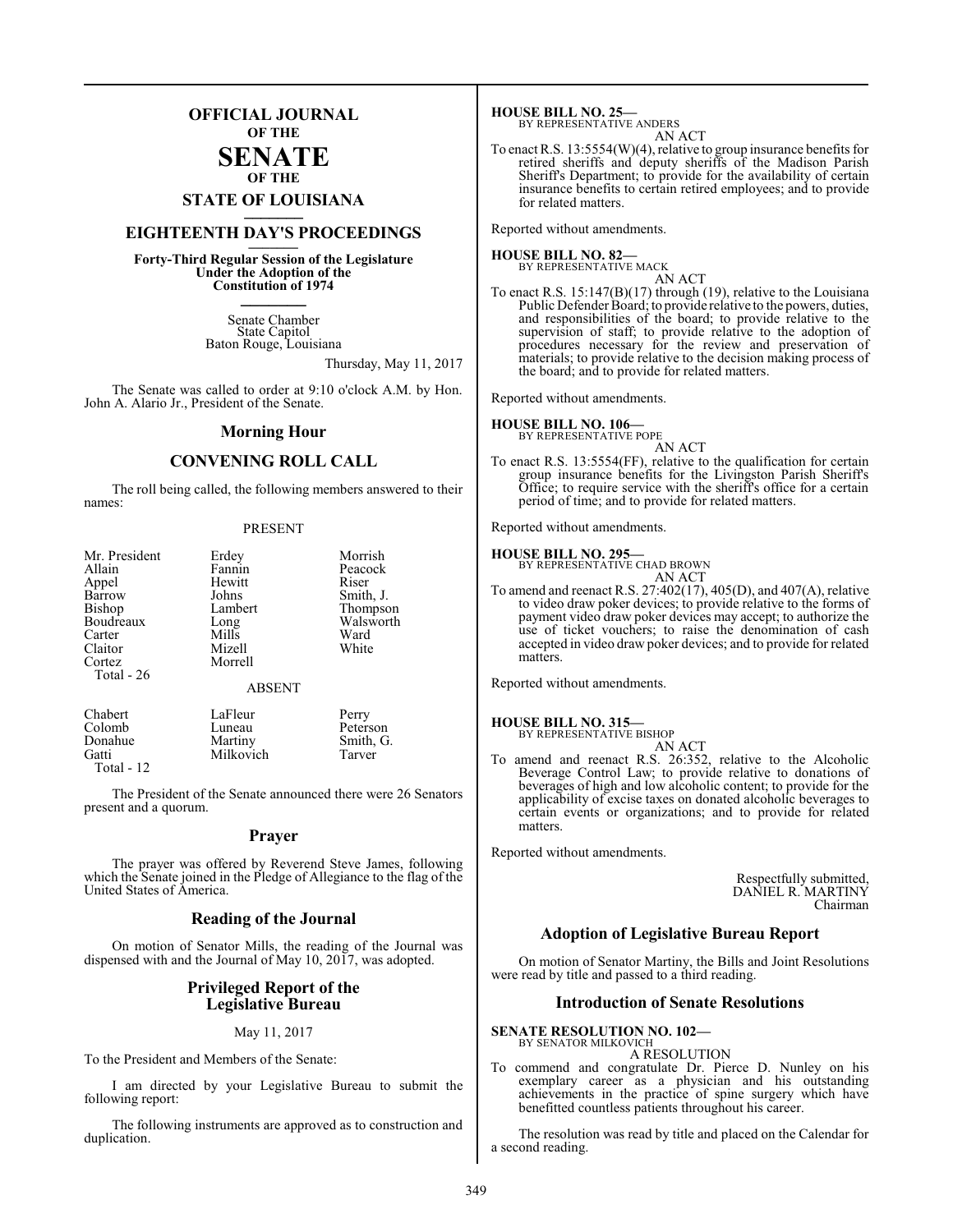# OFFICIAL JOURNAL
## OF THE
# SENATE
## OF THE
## STATE OF LOUISIANA

## EIGHTEENTH DAY'S PROCEEDINGS

**Forty-Third Regular Session of the Legislature Under the Adoption of the Constitution of 1974**

Senate Chamber
State Capitol
Baton Rouge, Louisiana

Thursday, May 11, 2017

The Senate was called to order at 9:10 o'clock A.M. by Hon. John A. Alario Jr., President of the Senate.

## Morning Hour

## CONVENING ROLL CALL

The roll being called, the following members answered to their names:

PRESENT

| | | |
|---|---|---|
| Mr. President | Erdey | Morrish |
| Allain | Fannin | Peacock |
| Appel | Hewitt | Riser |
| Barrow | Johns | Smith, J. |
| Bishop | Lambert | Thompson |
| Boudreaux | Long | Walsworth |
| Carter | Mills | Ward |
| Claitor | Mizell | White |
| Cortez | Morrell | |
| Total - 26 | | |

ABSENT

| | | |
|---|---|---|
| Chabert | LaFleur | Perry |
| Colomb | Luneau | Peterson |
| Donahue | Martiny | Smith, G. |
| Gatti | Milkovich | Tarver |
| Total - 12 | | |

The President of the Senate announced there were 26 Senators present and a quorum.

## Prayer

The prayer was offered by Reverend Steve James, following which the Senate joined in the Pledge of Allegiance to the flag of the United States of America.

## Reading of the Journal

On motion of Senator Mills, the reading of the Journal was dispensed with and the Journal of May 10, 2017, was adopted.

## Privileged Report of the Legislative Bureau

May 11, 2017

To the President and Members of the Senate:

I am directed by your Legislative Bureau to submit the following report:

The following instruments are approved as to construction and duplication.

**HOUSE BILL NO. 25—**
BY REPRESENTATIVE ANDERS

AN ACT

To enact R.S. 13:5554(W)(4), relative to group insurance benefits for retired sheriffs and deputy sheriffs of the Madison Parish Sheriff's Department; to provide for the availability of certain insurance benefits to certain retired employees; and to provide for related matters.

Reported without amendments.

**HOUSE BILL NO. 82—**
BY REPRESENTATIVE MACK

AN ACT

To enact R.S. 15:147(B)(17) through (19), relative to the Louisiana Public Defender Board; to provide relative to the powers, duties, and responsibilities of the board; to provide relative to the supervision of staff; to provide relative to the adoption of procedures necessary for the review and preservation of materials; to provide relative to the decision making process of the board; and to provide for related matters.

Reported without amendments.

**HOUSE BILL NO. 106—**
BY REPRESENTATIVE POPE

AN ACT

To enact R.S. 13:5554(FF), relative to the qualification for certain group insurance benefits for the Livingston Parish Sheriff's Office; to require service with the sheriff's office for a certain period of time; and to provide for related matters.

Reported without amendments.

**HOUSE BILL NO. 295—**
BY REPRESENTATIVE CHAD BROWN

AN ACT

To amend and reenact R.S. 27:402(17), 405(D), and 407(A), relative to video draw poker devices; to provide relative to the forms of payment video draw poker devices may accept; to authorize the use of ticket vouchers; to raise the denomination of cash accepted in video draw poker devices; and to provide for related matters.

Reported without amendments.

**HOUSE BILL NO. 315—**
BY REPRESENTATIVE BISHOP

AN ACT

To amend and reenact R.S. 26:352, relative to the Alcoholic Beverage Control Law; to provide relative to donations of beverages of high and low alcoholic content; to provide for the applicability of excise taxes on donated alcoholic beverages to certain events or organizations; and to provide for related matters.

Reported without amendments.

Respectfully submitted,
DANIEL R. MARTINY
Chairman

## Adoption of Legislative Bureau Report

On motion of Senator Martiny, the Bills and Joint Resolutions were read by title and passed to a third reading.

## Introduction of Senate Resolutions

**SENATE RESOLUTION NO. 102—**
BY SENATOR MILKOVICH

A RESOLUTION

To commend and congratulate Dr. Pierce D. Nunley on his exemplary career as a physician and his outstanding achievements in the practice of spine surgery which have benefitted countless patients throughout his career.

The resolution was read by title and placed on the Calendar for a second reading.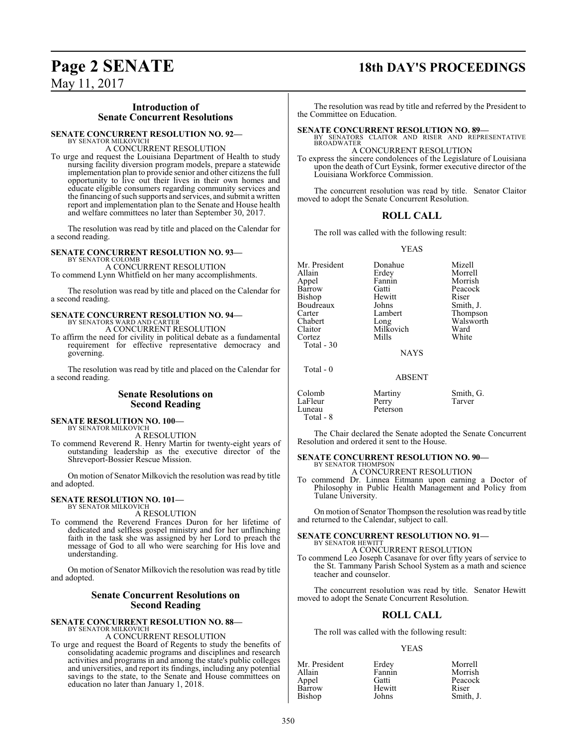## Introduction of Senate Concurrent Resolutions

**SENATE CONCURRENT RESOLUTION NO. 92—**
BY SENATOR MILKOVICH

A CONCURRENT RESOLUTION

To urge and request the Louisiana Department of Health to study nursing facility diversion program models, prepare a statewide implementation plan to provide senior and other citizens the full opportunity to live out their lives in their own homes and educate eligible consumers regarding community services and the financing of such supports and services, and submit a written report and implementation plan to the Senate and House health and welfare committees no later than September 30, 2017.

The resolution was read by title and placed on the Calendar for a second reading.

**SENATE CONCURRENT RESOLUTION NO. 93—**
BY SENATOR COLOMB

A CONCURRENT RESOLUTION

To commend Lynn Whitfield on her many accomplishments.

The resolution was read by title and placed on the Calendar for a second reading.

**SENATE CONCURRENT RESOLUTION NO. 94—**
BY SENATORS WARD AND CARTER

A CONCURRENT RESOLUTION

To affirm the need for civility in political debate as a fundamental requirement for effective representative democracy and governing.

The resolution was read by title and placed on the Calendar for a second reading.

## Senate Resolutions on Second Reading

**SENATE RESOLUTION NO. 100—**
BY SENATOR MILKOVICH

A RESOLUTION

To commend Reverend R. Henry Martin for twenty-eight years of outstanding leadership as the executive director of the Shreveport-Bossier Rescue Mission.

On motion of Senator Milkovich the resolution was read by title and adopted.

**SENATE RESOLUTION NO. 101—**
BY SENATOR MILKOVICH

A RESOLUTION

To commend the Reverend Frances Duron for her lifetime of dedicated and selfless gospel ministry and for her unflinching faith in the task she was assigned by her Lord to preach the message of God to all who were searching for His love and understanding.

On motion of Senator Milkovich the resolution was read by title and adopted.

## Senate Concurrent Resolutions on Second Reading

**SENATE CONCURRENT RESOLUTION NO. 88—**
BY SENATOR MILKOVICH

A CONCURRENT RESOLUTION

To urge and request the Board of Regents to study the benefits of consolidating academic programs and disciplines and research activities and programs in and among the state's public colleges and universities, and report its findings, including any potential savings to the state, to the Senate and House committees on education no later than January 1, 2018.

The resolution was read by title and referred by the President to the Committee on Education.

**SENATE CONCURRENT RESOLUTION NO. 89—**
BY SENATORS CLAITOR AND RISER AND REPRESENTATIVE BROADWATER

A CONCURRENT RESOLUTION

To express the sincere condolences of the Legislature of Louisiana upon the death of Curt Eysink, former executive director of the Louisiana Workforce Commission.

The concurrent resolution was read by title. Senator Claitor moved to adopt the Senate Concurrent Resolution.

## ROLL CALL

The roll was called with the following result:

YEAS

| | | |
|---|---|---|
| Mr. President | Donahue | Mizell |
| Allain | Erdey | Morrell |
| Appel | Fannin | Morrish |
| Barrow | Gatti | Peacock |
| Bishop | Hewitt | Riser |
| Boudreaux | Johns | Smith, J. |
| Carter | Lambert | Thompson |
| Chabert | Long | Walsworth |
| Claitor | Milkovich | Ward |
| Cortez | Mills | White |

Total - 30

NAYS

Total - 0

ABSENT

| | | |
|---|---|---|
| Colomb | Martiny | Smith, G. |
| LaFleur | Perry | Tarver |
| Luneau | Peterson | |

Total - 8

The Chair declared the Senate adopted the Senate Concurrent Resolution and ordered it sent to the House.

**SENATE CONCURRENT RESOLUTION NO. 90—**
BY SENATOR THOMPSON

A CONCURRENT RESOLUTION

To commend Dr. Linnea Eitmann upon earning a Doctor of Philosophy in Public Health Management and Policy from Tulane University.

On motion of Senator Thompson the resolution was read by title and returned to the Calendar, subject to call.

**SENATE CONCURRENT RESOLUTION NO. 91—**
BY SENATOR HEWITT

A CONCURRENT RESOLUTION

To commend Leo Joseph Casanave for over fifty years of service to the St. Tammany Parish School System as a math and science teacher and counselor.

The concurrent resolution was read by title. Senator Hewitt moved to adopt the Senate Concurrent Resolution.

## ROLL CALL

The roll was called with the following result:

YEAS

| | | |
|---|---|---|
| Mr. President | Erdey | Morrell |
| Allain | Fannin | Morrish |
| Appel | Gatti | Peacock |
| Barrow | Hewitt | Riser |
| Bishop | Johns | Smith, J. |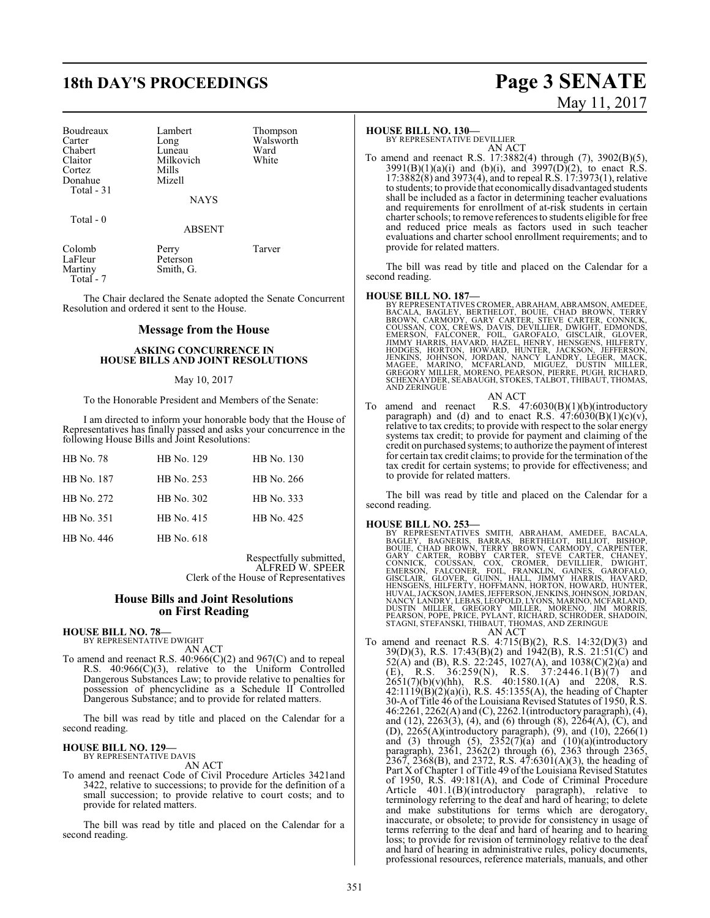| | | |
|---|---|---|
| Boudreaux | Lambert | Thompson |
| Carter | Long | Walsworth |
| Chabert | Luneau | Ward |
| Claitor | Milkovich | White |
| Cortez | Mills | |
| Donahue | Mizell | |
| Total - 31 | | |

NAYS

Total - 0

ABSENT

| | | |
|---|---|---|
| Colomb | Perry | Tarver |
| LaFleur | Peterson | |
| Martiny | Smith, G. | |
| Total - 7 | | |

The Chair declared the Senate adopted the Senate Concurrent Resolution and ordered it sent to the House.

## Message from the House

### ASKING CONCURRENCE IN HOUSE BILLS AND JOINT RESOLUTIONS

May 10, 2017

To the Honorable President and Members of the Senate:

I am directed to inform your honorable body that the House of Representatives has finally passed and asks your concurrence in the following House Bills and Joint Resolutions:

| | | |
|---|---|---|
| HB No. 78 | HB No. 129 | HB No. 130 |
| HB No. 187 | HB No. 253 | HB No. 266 |
| HB No. 272 | HB No. 302 | HB No. 333 |
| HB No. 351 | HB No. 415 | HB No. 425 |
| HB No. 446 | HB No. 618 | |

Respectfully submitted,
ALFRED W. SPEER
Clerk of the House of Representatives

## House Bills and Joint Resolutions on First Reading

**HOUSE BILL NO. 78—**
BY REPRESENTATIVE DWIGHT
AN ACT
To amend and reenact R.S. 40:966(C)(2) and 967(C) and to repeal R.S. 40:966(C)(3), relative to the Uniform Controlled Dangerous Substances Law; to provide relative to penalties for possession of phencyclidine as a Schedule II Controlled Dangerous Substance; and to provide for related matters.

The bill was read by title and placed on the Calendar for a second reading.

**HOUSE BILL NO. 129—**
BY REPRESENTATIVE DAVIS
AN ACT
To amend and reenact Code of Civil Procedure Articles 3421and 3422, relative to successions; to provide for the definition of a small succession; to provide relative to court costs; and to provide for related matters.

The bill was read by title and placed on the Calendar for a second reading.

**HOUSE BILL NO. 130—**
BY REPRESENTATIVE DEVILLIER
AN ACT
To amend and reenact R.S. 17:3882(4) through (7), 3902(B)(5), 3991(B)(1)(a)(i) and (b)(i), and 3997(D)(2), to enact R.S. 17:3882(8) and 3973(4), and to repeal R.S. 17:3973(1), relative to students; to provide that economically disadvantaged students shall be included as a factor in determining teacher evaluations and requirements for enrollment of at-risk students in certain charter schools; to remove references to students eligible for free and reduced price meals as factors used in such teacher evaluations and charter school enrollment requirements; and to provide for related matters.

The bill was read by title and placed on the Calendar for a second reading.

**HOUSE BILL NO. 187—**
BY REPRESENTATIVES CROMER, ABRAHAM, ABRAMSON, AMEDEE, BACALA, BAGLEY, BERTHELOT, BOUIE, CHAD BROWN, TERRY BROWN, CARMODY, GARY CARTER, STEVE CARTER, CONNICK, COUSSAN, COX, CREWS, DAVIS, DEVILLIER, DWIGHT, EDMONDS, EMERSON, FALCONER, FOIL, GAROFALO, GISCLAIR, GLOVER, JIMMY HARRIS, HAVARD, HAZEL, HENRY, HENSGENS, HILFERTY, HODGES, HORTON, HOWARD, HUNTER, JACKSON, JEFFERSON, JENKINS, JOHNSON, JORDAN, NANCY LANDRY, LEGER, MACK, MAGEE, MARINO, MCFARLAND, MIGUEZ, DUSTIN MILLER, GREGORY MILLER, MORENO, PEARSON, PIERRE, PUGH, RICHARD, SCHEXNAYDER, SEABAUGH, STOKES, TALBOT, THIBAUT, THOMAS, AND ZERINGUE
AN ACT
To amend and reenact R.S. 47:6030(B)(1)(b)(introductory paragraph) and (d) and to enact R.S. 47:6030(B)(1)(c)(v), relative to tax credits; to provide with respect to the solar energy systems tax credit; to provide for payment and claiming of the credit on purchased systems; to authorize the payment of interest for certain tax credit claims; to provide for the termination of the tax credit for certain systems; to provide for effectiveness; and to provide for related matters.

The bill was read by title and placed on the Calendar for a second reading.

**HOUSE BILL NO. 253—**
BY REPRESENTATIVES SMITH, ABRAHAM, AMEDEE, BACALA, BAGLEY, BAGNERIS, BARRAS, BERTHELOT, BILLIOT, BISHOP, BOUIE, CHAD BROWN, TERRY BROWN, CARMODY, CARPENTER, GARY CARTER, ROBBY CARTER, STEVE CARTER, CHANEY, CONNICK, COUSSAN, COX, CROMER, DEVILLIER, DWIGHT, EMERSON, FALCONER, FOIL, FRANKLIN, GAINES, GAROFALO, GISCLAIR, GLOVER, GUINN, HALL, JIMMY HARRIS, HAVARD, HENSGENS, HILFERTY, HOFFMANN, HORTON, HOWARD, HUNTER, HUVAL, JACKSON, JAMES, JEFFERSON, JENKINS, JOHNSON, JORDAN, NANCY LANDRY, LEBAS, LEOPOLD, LYONS, MARINO, MCFARLAND, DUSTIN MILLER, GREGORY MILLER, MORENO, JIM MORRIS, PEARSON, POPE, PRICE, PYLANT, RICHARD, SCHRODER, SHADOIN, STAGNI, STEFANSKI, THIBAUT, THOMAS, AND ZERINGUE
AN ACT
To amend and reenact R.S. 4:715(B)(2), R.S. 14:32(D)(3) and 39(D)(3), R.S. 17:43(B)(2) and 1942(B), R.S. 21:51(C) and 52(A) and (B), R.S. 22:245, 1027(A), and 1038(C)(2)(a) and (E), R.S. 36:259(N), R.S. 37:2446.1(B)(7) and 2651(7)(b)(v)(hh), R.S. 40:1580.1(A) and 2208, R.S. 42:1119(B)(2)(a)(i), R.S. 45:1355(A), the heading of Chapter 30-A of Title 46 of the Louisiana Revised Statutes of 1950, R.S. 46:2261, 2262(A) and (C), 2262.1(introductory paragraph), (4), and (12), 2263(3), (4), and (6) through (8), 2264(A), (C), and (D), 2265(A)(introductory paragraph), (9), and (10), 2266(1) and (3) through (5), 2352(7)(a) and (10)(a)(introductory paragraph), 2361, 2362(2) through (6), 2363 through 2365, 2367, 2368(B), and 2372, R.S. 47:6301(A)(3), the heading of Part X of Chapter 1 of Title 49 of the Louisiana Revised Statutes of 1950, R.S. 49:181(A), and Code of Criminal Procedure Article 401.1(B)(introductory paragraph), relative to terminology referring to the deaf and hard of hearing; to delete and make substitutions for terms which are derogatory, inaccurate, or obsolete; to provide for consistency in usage of terms referring to the deaf and hard of hearing and to hearing loss; to provide for revision of terminology relative to the deaf and hard of hearing in administrative rules, policy documents, professional resources, reference materials, manuals, and other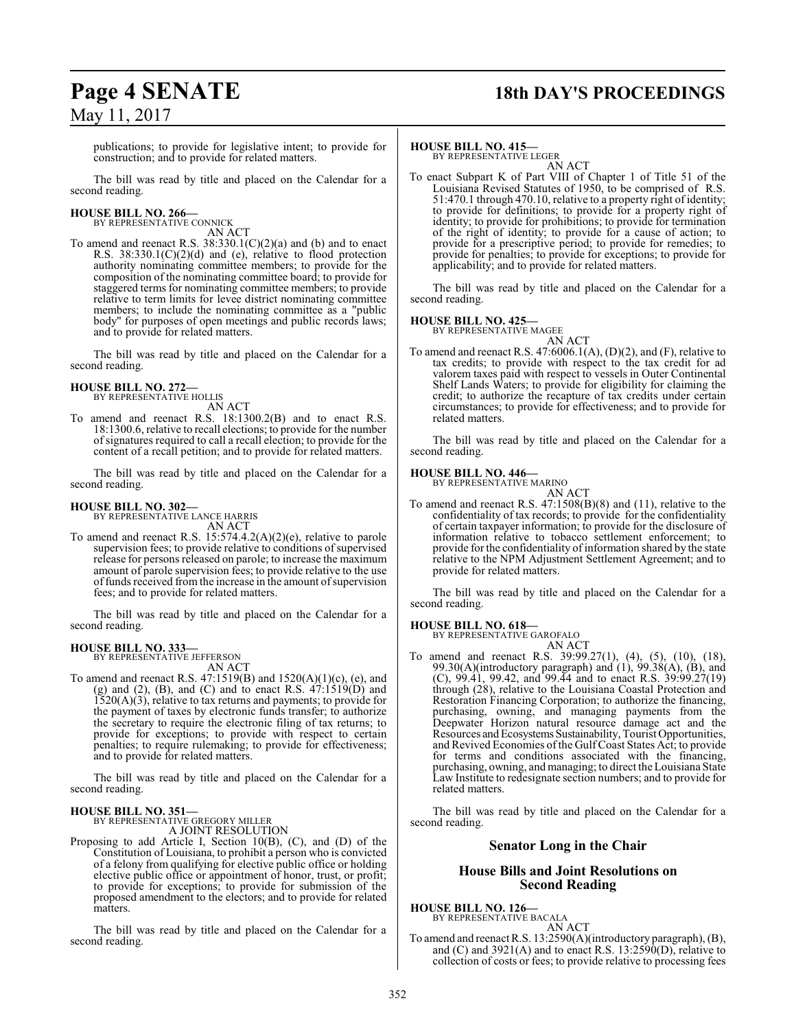publications; to provide for legislative intent; to provide for construction; and to provide for related matters.

The bill was read by title and placed on the Calendar for a second reading.

**HOUSE BILL NO. 266—**
BY REPRESENTATIVE CONNICK
AN ACT

To amend and reenact R.S. 38:330.1(C)(2)(a) and (b) and to enact R.S. 38:330.1(C)(2)(d) and (e), relative to flood protection authority nominating committee members; to provide for the composition of the nominating committee board; to provide for staggered terms for nominating committee members; to provide relative to term limits for levee district nominating committee members; to include the nominating committee as a "public body" for purposes of open meetings and public records laws; and to provide for related matters.

The bill was read by title and placed on the Calendar for a second reading.

**HOUSE BILL NO. 272—**
BY REPRESENTATIVE HOLLIS
AN ACT

To amend and reenact R.S. 18:1300.2(B) and to enact R.S. 18:1300.6, relative to recall elections; to provide for the number of signatures required to call a recall election; to provide for the content of a recall petition; and to provide for related matters.

The bill was read by title and placed on the Calendar for a second reading.

**HOUSE BILL NO. 302—**
BY REPRESENTATIVE LANCE HARRIS
AN ACT

To amend and reenact R.S. 15:574.4.2(A)(2)(e), relative to parole supervision fees; to provide relative to conditions of supervised release for persons released on parole; to increase the maximum amount of parole supervision fees; to provide relative to the use of funds received from the increase in the amount of supervision fees; and to provide for related matters.

The bill was read by title and placed on the Calendar for a second reading.

**HOUSE BILL NO. 333—**
BY REPRESENTATIVE JEFFERSON
AN ACT

To amend and reenact R.S. 47:1519(B) and 1520(A)(1)(c), (e), and (g) and (2), (B), and (C) and to enact R.S. 47:1519(D) and 1520(A)(3), relative to tax returns and payments; to provide for the payment of taxes by electronic funds transfer; to authorize the secretary to require the electronic filing of tax returns; to provide for exceptions; to provide with respect to certain penalties; to require rulemaking; to provide for effectiveness; and to provide for related matters.

The bill was read by title and placed on the Calendar for a second reading.

**HOUSE BILL NO. 351—**
BY REPRESENTATIVE GREGORY MILLER
A JOINT RESOLUTION

Proposing to add Article I, Section 10(B), (C), and (D) of the Constitution of Louisiana, to prohibit a person who is convicted of a felony from qualifying for elective public office or holding elective public office or appointment of honor, trust, or profit; to provide for exceptions; to provide for submission of the proposed amendment to the electors; and to provide for related matters.

The bill was read by title and placed on the Calendar for a second reading.

**HOUSE BILL NO. 415—**
BY REPRESENTATIVE LEGER
AN ACT

To enact Subpart K of Part VIII of Chapter 1 of Title 51 of the Louisiana Revised Statutes of 1950, to be comprised of R.S. 51:470.1 through 470.10, relative to a property right of identity; to provide for definitions; to provide for a property right of identity; to provide for prohibitions; to provide for termination of the right of identity; to provide for a cause of action; to provide for a prescriptive period; to provide for remedies; to provide for penalties; to provide for exceptions; to provide for applicability; and to provide for related matters.

The bill was read by title and placed on the Calendar for a second reading.

**HOUSE BILL NO. 425—**
BY REPRESENTATIVE MAGEE
AN ACT

To amend and reenact R.S. 47:6006.1(A), (D)(2), and (F), relative to tax credits; to provide with respect to the tax credit for ad valorem taxes paid with respect to vessels in Outer Continental Shelf Lands Waters; to provide for eligibility for claiming the credit; to authorize the recapture of tax credits under certain circumstances; to provide for effectiveness; and to provide for related matters.

The bill was read by title and placed on the Calendar for a second reading.

**HOUSE BILL NO. 446—**
BY REPRESENTATIVE MARINO
AN ACT

To amend and reenact R.S. 47:1508(B)(8) and (11), relative to the confidentiality of tax records; to provide for the confidentiality of certain taxpayer information; to provide for the disclosure of information relative to tobacco settlement enforcement; to provide for the confidentiality of information shared by the state relative to the NPM Adjustment Settlement Agreement; and to provide for related matters.

The bill was read by title and placed on the Calendar for a second reading.

**HOUSE BILL NO. 618—**
BY REPRESENTATIVE GAROFALO
AN ACT

To amend and reenact R.S. 39:99.27(1), (4), (5), (10), (18), 99.30(A)(introductory paragraph) and (1), 99.38(A), (B), and (C), 99.41, 99.42, and 99.44 and to enact R.S. 39:99.27(19) through (28), relative to the Louisiana Coastal Protection and Restoration Financing Corporation; to authorize the financing, purchasing, owning, and managing payments from the Deepwater Horizon natural resource damage act and the Resources and Ecosystems Sustainability, Tourist Opportunities, and Revived Economies of the Gulf Coast States Act; to provide for terms and conditions associated with the financing, purchasing, owning, and managing; to direct the Louisiana State Law Institute to redesignate section numbers; and to provide for related matters.

The bill was read by title and placed on the Calendar for a second reading.

## Senator Long in the Chair

## House Bills and Joint Resolutions on Second Reading

**HOUSE BILL NO. 126—**
BY REPRESENTATIVE BACALA
AN ACT

To amend and reenact R.S. 13:2590(A)(introductory paragraph), (B), and (C) and 3921(A) and to enact R.S. 13:2590(D), relative to collection of costs or fees; to provide relative to processing fees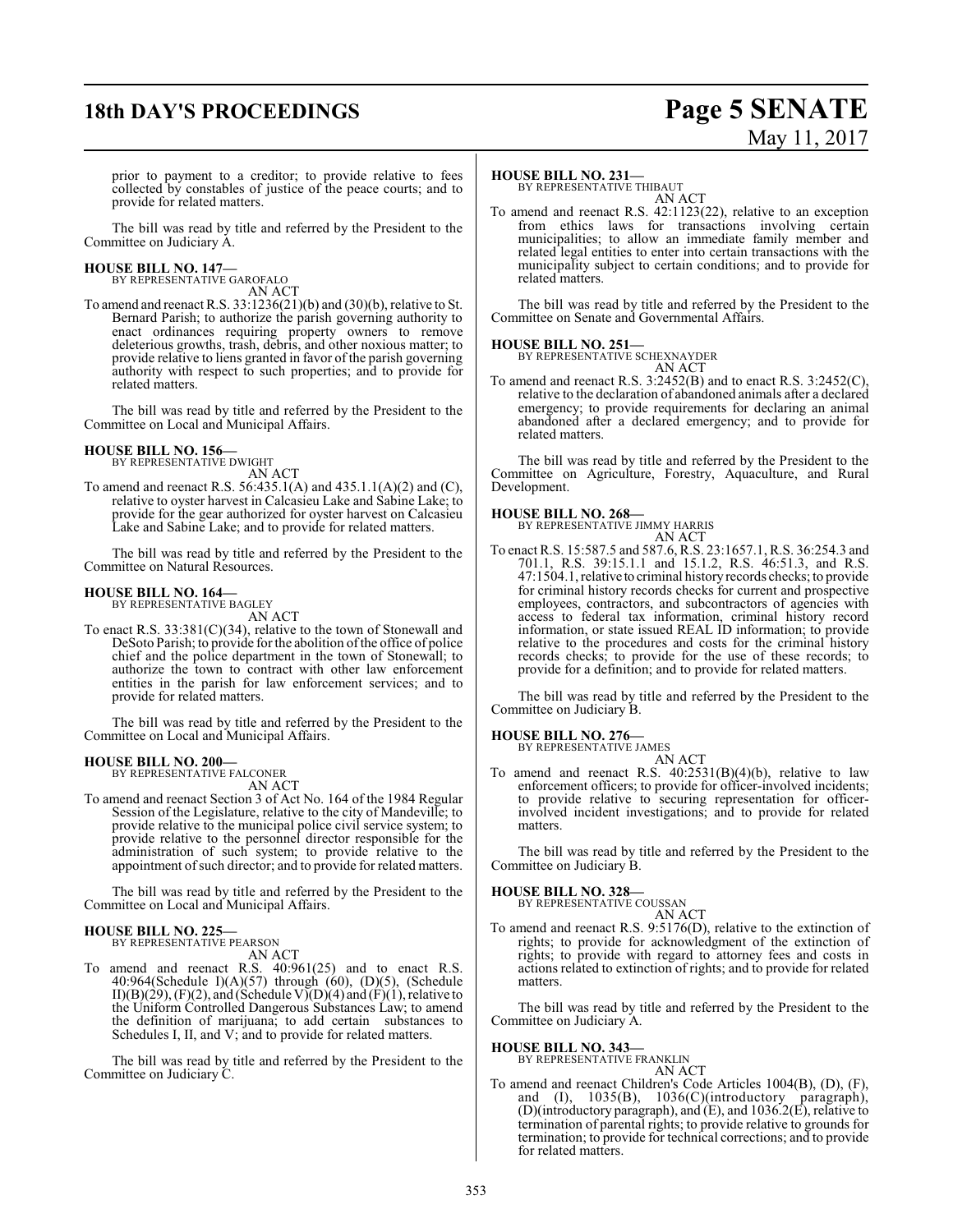prior to payment to a creditor; to provide relative to fees collected by constables of justice of the peace courts; and to provide for related matters.

The bill was read by title and referred by the President to the Committee on Judiciary A.

**HOUSE BILL NO. 147—**
BY REPRESENTATIVE GAROFALO
AN ACT

To amend and reenact R.S. 33:1236(21)(b) and (30)(b), relative to St. Bernard Parish; to authorize the parish governing authority to enact ordinances requiring property owners to remove deleterious growths, trash, debris, and other noxious matter; to provide relative to liens granted in favor of the parish governing authority with respect to such properties; and to provide for related matters.

The bill was read by title and referred by the President to the Committee on Local and Municipal Affairs.

**HOUSE BILL NO. 156—**
BY REPRESENTATIVE DWIGHT
AN ACT

To amend and reenact R.S. 56:435.1(A) and 435.1.1(A)(2) and (C), relative to oyster harvest in Calcasieu Lake and Sabine Lake; to provide for the gear authorized for oyster harvest on Calcasieu Lake and Sabine Lake; and to provide for related matters.

The bill was read by title and referred by the President to the Committee on Natural Resources.

**HOUSE BILL NO. 164—**
BY REPRESENTATIVE BAGLEY
AN ACT

To enact R.S. 33:381(C)(34), relative to the town of Stonewall and DeSoto Parish; to provide for the abolition of the office of police chief and the police department in the town of Stonewall; to authorize the town to contract with other law enforcement entities in the parish for law enforcement services; and to provide for related matters.

The bill was read by title and referred by the President to the Committee on Local and Municipal Affairs.

**HOUSE BILL NO. 200—**
BY REPRESENTATIVE FALCONER
AN ACT

To amend and reenact Section 3 of Act No. 164 of the 1984 Regular Session of the Legislature, relative to the city of Mandeville; to provide relative to the municipal police civil service system; to provide relative to the personnel director responsible for the administration of such system; to provide relative to the appointment of such director; and to provide for related matters.

The bill was read by title and referred by the President to the Committee on Local and Municipal Affairs.

**HOUSE BILL NO. 225—**
BY REPRESENTATIVE PEARSON
AN ACT

To amend and reenact R.S. 40:961(25) and to enact R.S. 40:964(Schedule I)(A)(57) through (60), (D)(5), (Schedule II)(B)(29), (F)(2), and (Schedule V)(D)(4) and (F)(1), relative to the Uniform Controlled Dangerous Substances Law; to amend the definition of marijuana; to add certain substances to Schedules I, II, and V; and to provide for related matters.

The bill was read by title and referred by the President to the Committee on Judiciary C.

**HOUSE BILL NO. 231—**
BY REPRESENTATIVE THIBAUT
AN ACT

To amend and reenact R.S. 42:1123(22), relative to an exception from ethics laws for transactions involving certain municipalities; to allow an immediate family member and related legal entities to enter into certain transactions with the municipality subject to certain conditions; and to provide for related matters.

The bill was read by title and referred by the President to the Committee on Senate and Governmental Affairs.

**HOUSE BILL NO. 251—**
BY REPRESENTATIVE SCHEXNAYDER
AN ACT

To amend and reenact R.S. 3:2452(B) and to enact R.S. 3:2452(C), relative to the declaration of abandoned animals after a declared emergency; to provide requirements for declaring an animal abandoned after a declared emergency; and to provide for related matters.

The bill was read by title and referred by the President to the Committee on Agriculture, Forestry, Aquaculture, and Rural Development.

**HOUSE BILL NO. 268—**
BY REPRESENTATIVE JIMMY HARRIS
AN ACT

To enact R.S. 15:587.5 and 587.6, R.S. 23:1657.1, R.S. 36:254.3 and 701.1, R.S. 39:15.1.1 and 15.1.2, R.S. 46:51.3, and R.S. 47:1504.1, relative to criminal history records checks; to provide for criminal history records checks for current and prospective employees, contractors, and subcontractors of agencies with access to federal tax information, criminal history record information, or state issued REAL ID information; to provide relative to the procedures and costs for the criminal history records checks; to provide for the use of these records; to provide for a definition; and to provide for related matters.

The bill was read by title and referred by the President to the Committee on Judiciary B.

**HOUSE BILL NO. 276—**
BY REPRESENTATIVE JAMES
AN ACT

To amend and reenact R.S. 40:2531(B)(4)(b), relative to law enforcement officers; to provide for officer-involved incidents; to provide relative to securing representation for officer-involved incident investigations; and to provide for related matters.

The bill was read by title and referred by the President to the Committee on Judiciary B.

**HOUSE BILL NO. 328—**
BY REPRESENTATIVE COUSSAN
AN ACT

To amend and reenact R.S. 9:5176(D), relative to the extinction of rights; to provide for acknowledgment of the extinction of rights; to provide with regard to attorney fees and costs in actions related to extinction of rights; and to provide for related matters.

The bill was read by title and referred by the President to the Committee on Judiciary A.

**HOUSE BILL NO. 343—**
BY REPRESENTATIVE FRANKLIN
AN ACT

To amend and reenact Children's Code Articles 1004(B), (D), (F), and (I), 1035(B), 1036(C)(introductory paragraph), (D)(introductory paragraph), and (E), and 1036.2(E), relative to termination of parental rights; to provide relative to grounds for termination; to provide for technical corrections; and to provide for related matters.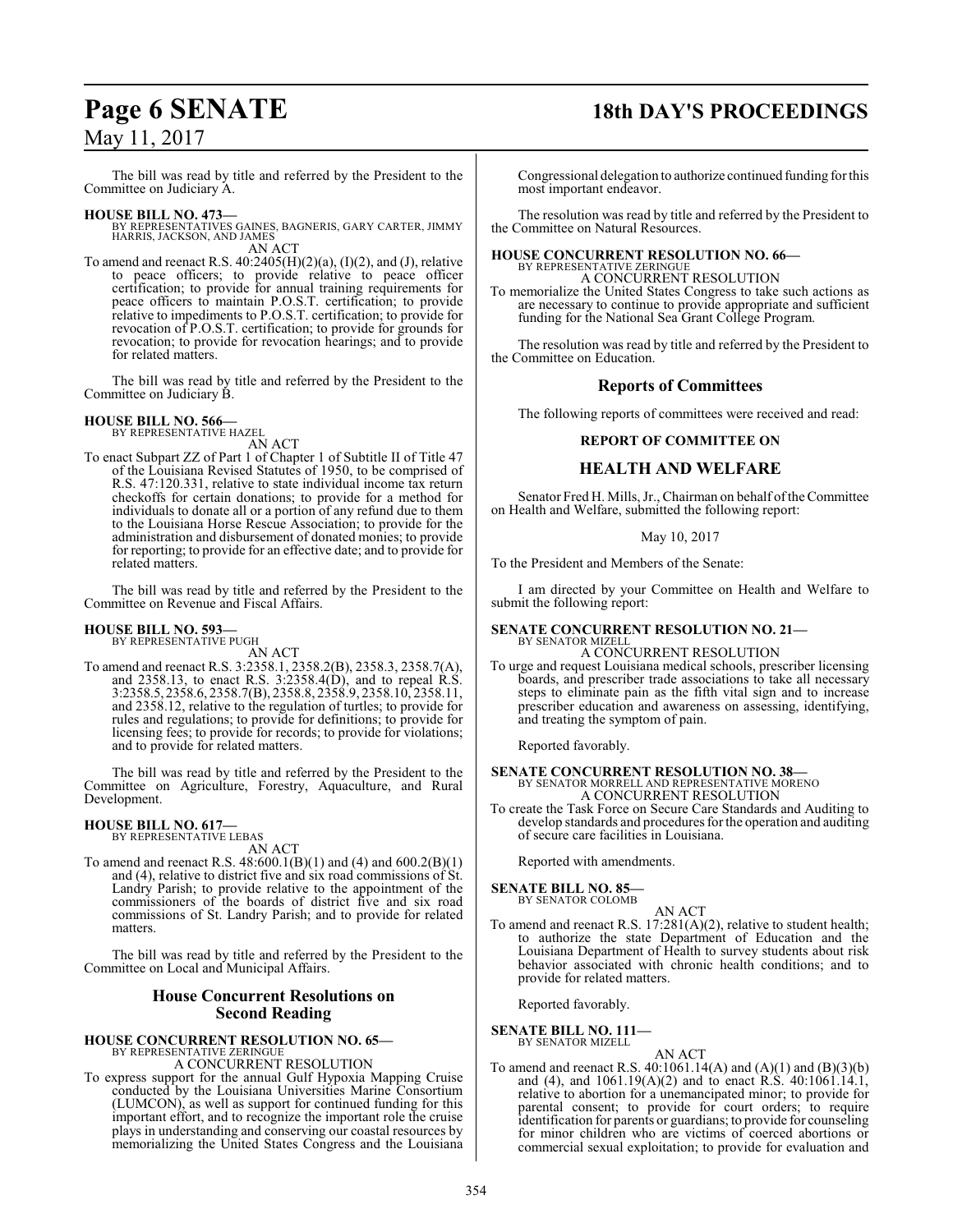The bill was read by title and referred by the President to the Committee on Judiciary A.

**HOUSE BILL NO. 473—**
BY REPRESENTATIVES GAINES, BAGNERIS, GARY CARTER, JIMMY HARRIS, JACKSON, AND JAMES
AN ACT
To amend and reenact R.S. 40:2405(H)(2)(a), (I)(2), and (J), relative to peace officers; to provide relative to peace officer certification; to provide for annual training requirements for peace officers to maintain P.O.S.T. certification; to provide relative to impediments to P.O.S.T. certification; to provide for revocation of P.O.S.T. certification; to provide for grounds for revocation; to provide for revocation hearings; and to provide for related matters.

The bill was read by title and referred by the President to the Committee on Judiciary B.

**HOUSE BILL NO. 566—**
BY REPRESENTATIVE HAZEL
AN ACT
To enact Subpart ZZ of Part 1 of Chapter 1 of Subtitle II of Title 47 of the Louisiana Revised Statutes of 1950, to be comprised of R.S. 47:120.331, relative to state individual income tax return checkoffs for certain donations; to provide for a method for individuals to donate all or a portion of any refund due to them to the Louisiana Horse Rescue Association; to provide for the administration and disbursement of donated monies; to provide for reporting; to provide for an effective date; and to provide for related matters.

The bill was read by title and referred by the President to the Committee on Revenue and Fiscal Affairs.

**HOUSE BILL NO. 593—**
BY REPRESENTATIVE PUGH
AN ACT
To amend and reenact R.S. 3:2358.1, 2358.2(B), 2358.3, 2358.7(A), and 2358.13, to enact R.S. 3:2358.4(D), and to repeal R.S. 3:2358.5, 2358.6, 2358.7(B), 2358.8, 2358.9, 2358.10, 2358.11, and 2358.12, relative to the regulation of turtles; to provide for rules and regulations; to provide for definitions; to provide for licensing fees; to provide for records; to provide for violations; and to provide for related matters.

The bill was read by title and referred by the President to the Committee on Agriculture, Forestry, Aquaculture, and Rural Development.

**HOUSE BILL NO. 617—**
BY REPRESENTATIVE LEBAS
AN ACT
To amend and reenact R.S. 48:600.1(B)(1) and (4) and 600.2(B)(1) and (4), relative to district five and six road commissions of St. Landry Parish; to provide relative to the appointment of the commissioners of the boards of district five and six road commissions of St. Landry Parish; and to provide for related matters.

The bill was read by title and referred by the President to the Committee on Local and Municipal Affairs.

## House Concurrent Resolutions on Second Reading

**HOUSE CONCURRENT RESOLUTION NO. 65—**
BY REPRESENTATIVE ZERINGUE
A CONCURRENT RESOLUTION
To express support for the annual Gulf Hypoxia Mapping Cruise conducted by the Louisiana Universities Marine Consortium (LUMCON), as well as support for continued funding for this important effort, and to recognize the important role the cruise plays in understanding and conserving our coastal resources by memorializing the United States Congress and the Louisiana Congressional delegation to authorize continued funding for this most important endeavor.

The resolution was read by title and referred by the President to the Committee on Natural Resources.

**HOUSE CONCURRENT RESOLUTION NO. 66—**
BY REPRESENTATIVE ZERINGUE
A CONCURRENT RESOLUTION
To memorialize the United States Congress to take such actions as are necessary to continue to provide appropriate and sufficient funding for the National Sea Grant College Program.

The resolution was read by title and referred by the President to the Committee on Education.

## Reports of Committees

The following reports of committees were received and read:

### REPORT OF COMMITTEE ON

### HEALTH AND WELFARE

Senator Fred H. Mills, Jr., Chairman on behalf of the Committee on Health and Welfare, submitted the following report:

May 10, 2017

To the President and Members of the Senate:

I am directed by your Committee on Health and Welfare to submit the following report:

**SENATE CONCURRENT RESOLUTION NO. 21—**
BY SENATOR MIZELL
A CONCURRENT RESOLUTION
To urge and request Louisiana medical schools, prescriber licensing boards, and prescriber trade associations to take all necessary steps to eliminate pain as the fifth vital sign and to increase prescriber education and awareness on assessing, identifying, and treating the symptom of pain.

Reported favorably.

**SENATE CONCURRENT RESOLUTION NO. 38—**
BY SENATOR MORRELL AND REPRESENTATIVE MORENO
A CONCURRENT RESOLUTION
To create the Task Force on Secure Care Standards and Auditing to develop standards and procedures for the operation and auditing of secure care facilities in Louisiana.

Reported with amendments.

**SENATE BILL NO. 85—**
BY SENATOR COLOMB
AN ACT
To amend and reenact R.S. 17:281(A)(2), relative to student health; to authorize the state Department of Education and the Louisiana Department of Health to survey students about risk behavior associated with chronic health conditions; and to provide for related matters.

Reported favorably.

**SENATE BILL NO. 111—**
BY SENATOR MIZELL
AN ACT
To amend and reenact R.S. 40:1061.14(A) and (A)(1) and (B)(3)(b) and (4), and 1061.19(A)(2) and to enact R.S. 40:1061.14.1, relative to abortion for a unemancipated minor; to provide for parental consent; to provide for court orders; to require identification for parents or guardians; to provide for counseling for minor children who are victims of coerced abortions or commercial sexual exploitation; to provide for evaluation and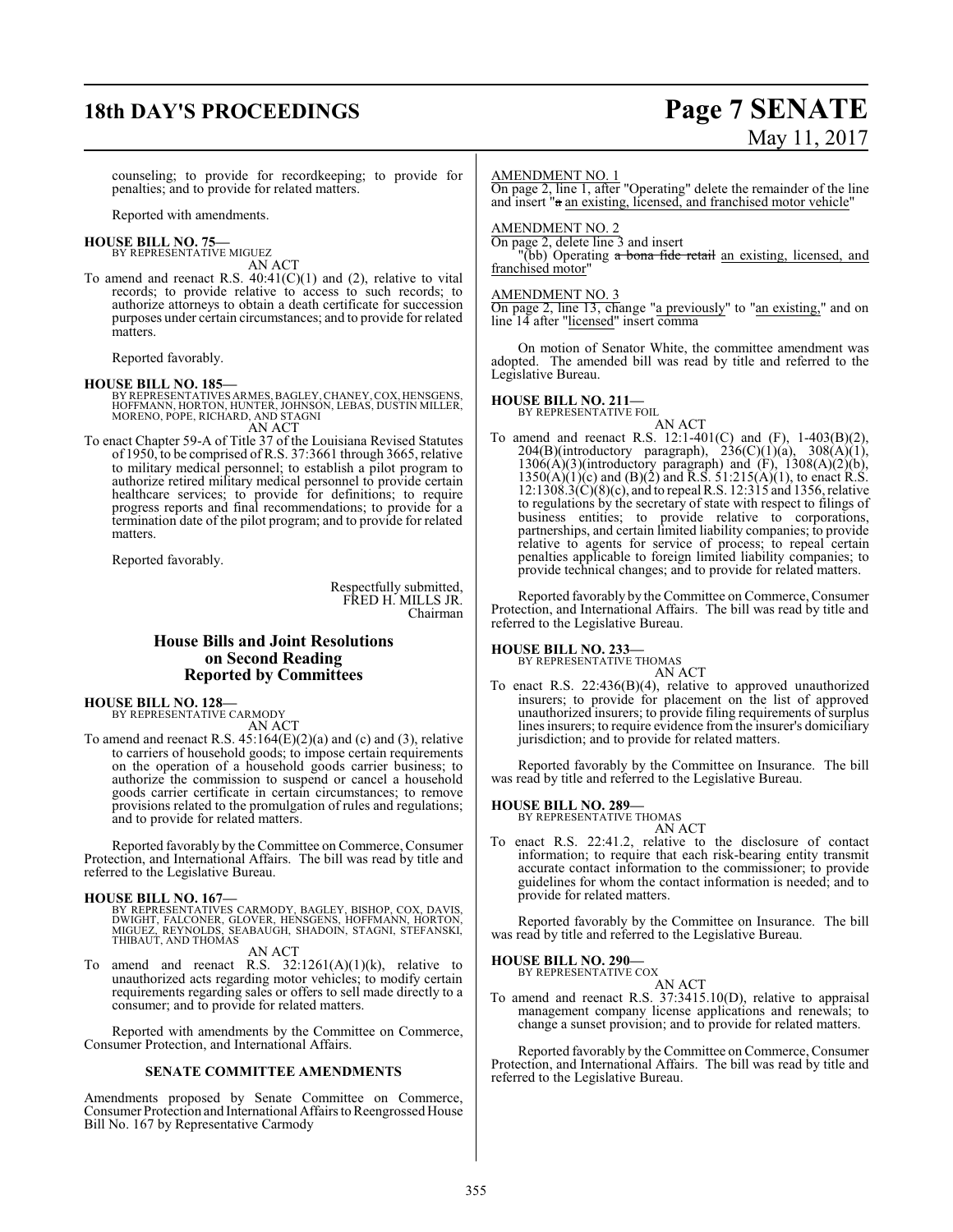counseling; to provide for recordkeeping; to provide for penalties; and to provide for related matters.

Reported with amendments.

**HOUSE BILL NO. 75—**
BY REPRESENTATIVE MIGUEZ

AN ACT

To amend and reenact R.S. 40:41(C)(1) and (2), relative to vital records; to provide relative to access to such records; to authorize attorneys to obtain a death certificate for succession purposes under certain circumstances; and to provide for related matters.

Reported favorably.

**HOUSE BILL NO. 185—**
BY REPRESENTATIVES ARMES, BAGLEY, CHANEY, COX, HENSGENS, HOFFMANN, HORTON, HUNTER, JOHNSON, LEBAS, DUSTIN MILLER, MORENO, POPE, RICHARD, AND STAGNI

AN ACT

To enact Chapter 59-A of Title 37 of the Louisiana Revised Statutes of 1950, to be comprised of R.S. 37:3661 through 3665, relative to military medical personnel; to establish a pilot program to authorize retired military medical personnel to provide certain healthcare services; to provide for definitions; to require progress reports and final recommendations; to provide for a termination date of the pilot program; and to provide for related matters.

Reported favorably.

Respectfully submitted,
FRED H. MILLS JR.
Chairman

## House Bills and Joint Resolutions on Second Reading Reported by Committees

**HOUSE BILL NO. 128—**
BY REPRESENTATIVE CARMODY

AN ACT

To amend and reenact R.S. 45:164(E)(2)(a) and (c) and (3), relative to carriers of household goods; to impose certain requirements on the operation of a household goods carrier business; to authorize the commission to suspend or cancel a household goods carrier certificate in certain circumstances; to remove provisions related to the promulgation of rules and regulations; and to provide for related matters.

Reported favorably by the Committee on Commerce, Consumer Protection, and International Affairs. The bill was read by title and referred to the Legislative Bureau.

**HOUSE BILL NO. 167—**
BY REPRESENTATIVES CARMODY, BAGLEY, BISHOP, COX, DAVIS, DWIGHT, FALCONER, GLOVER, HENSGENS, HOFFMANN, HORTON, MIGUEZ, REYNOLDS, SEABAUGH, SHADOIN, STAGNI, STEFANSKI, THIBAUT, AND THOMAS

AN ACT

To amend and reenact R.S. 32:1261(A)(1)(k), relative to unauthorized acts regarding motor vehicles; to modify certain requirements regarding sales or offers to sell made directly to a consumer; and to provide for related matters.

Reported with amendments by the Committee on Commerce, Consumer Protection, and International Affairs.

### SENATE COMMITTEE AMENDMENTS

Amendments proposed by Senate Committee on Commerce, Consumer Protection and International Affairs to Reengrossed House Bill No. 167 by Representative Carmody

AMENDMENT NO. 1

On page 2, line 1, after "Operating" delete the remainder of the line and insert "~~a~~ an existing, licensed, and franchised motor vehicle"

AMENDMENT NO. 2

On page 2, delete line 3 and insert

"(bb) Operating ~~a bona fide retail~~ an existing, licensed, and franchised motor"

AMENDMENT NO. 3

On page 2, line 13, change "a previously" to "an existing," and on line 14 after "licensed" insert comma

On motion of Senator White, the committee amendment was adopted. The amended bill was read by title and referred to the Legislative Bureau.

**HOUSE BILL NO. 211—**
BY REPRESENTATIVE FOIL

AN ACT

To amend and reenact R.S. 12:1-401(C) and (F), 1-403(B)(2), 204(B)(introductory paragraph), 236(C)(1)(a), 308(A)(1), 1306(A)(3)(introductory paragraph) and (F), 1308(A)(2)(b), 1350(A)(1)(c) and (B)(2) and R.S. 51:215(A)(1), to enact R.S. 12:1308.3(C)(8)(c), and to repeal R.S. 12:315 and 1356, relative to regulations by the secretary of state with respect to filings of business entities; to provide relative to corporations, partnerships, and certain limited liability companies; to provide relative to agents for service of process; to repeal certain penalties applicable to foreign limited liability companies; to provide technical changes; and to provide for related matters.

Reported favorably by the Committee on Commerce, Consumer Protection, and International Affairs. The bill was read by title and referred to the Legislative Bureau.

**HOUSE BILL NO. 233—**
BY REPRESENTATIVE THOMAS

AN ACT

To enact R.S. 22:436(B)(4), relative to approved unauthorized insurers; to provide for placement on the list of approved unauthorized insurers; to provide filing requirements of surplus lines insurers; to require evidence from the insurer's domiciliary jurisdiction; and to provide for related matters.

Reported favorably by the Committee on Insurance. The bill was read by title and referred to the Legislative Bureau.

**HOUSE BILL NO. 289—**
BY REPRESENTATIVE THOMAS

AN ACT

To enact R.S. 22:41.2, relative to the disclosure of contact information; to require that each risk-bearing entity transmit accurate contact information to the commissioner; to provide guidelines for whom the contact information is needed; and to provide for related matters.

Reported favorably by the Committee on Insurance. The bill was read by title and referred to the Legislative Bureau.

**HOUSE BILL NO. 290—**
BY REPRESENTATIVE COX

AN ACT

To amend and reenact R.S. 37:3415.10(D), relative to appraisal management company license applications and renewals; to change a sunset provision; and to provide for related matters.

Reported favorably by the Committee on Commerce, Consumer Protection, and International Affairs. The bill was read by title and referred to the Legislative Bureau.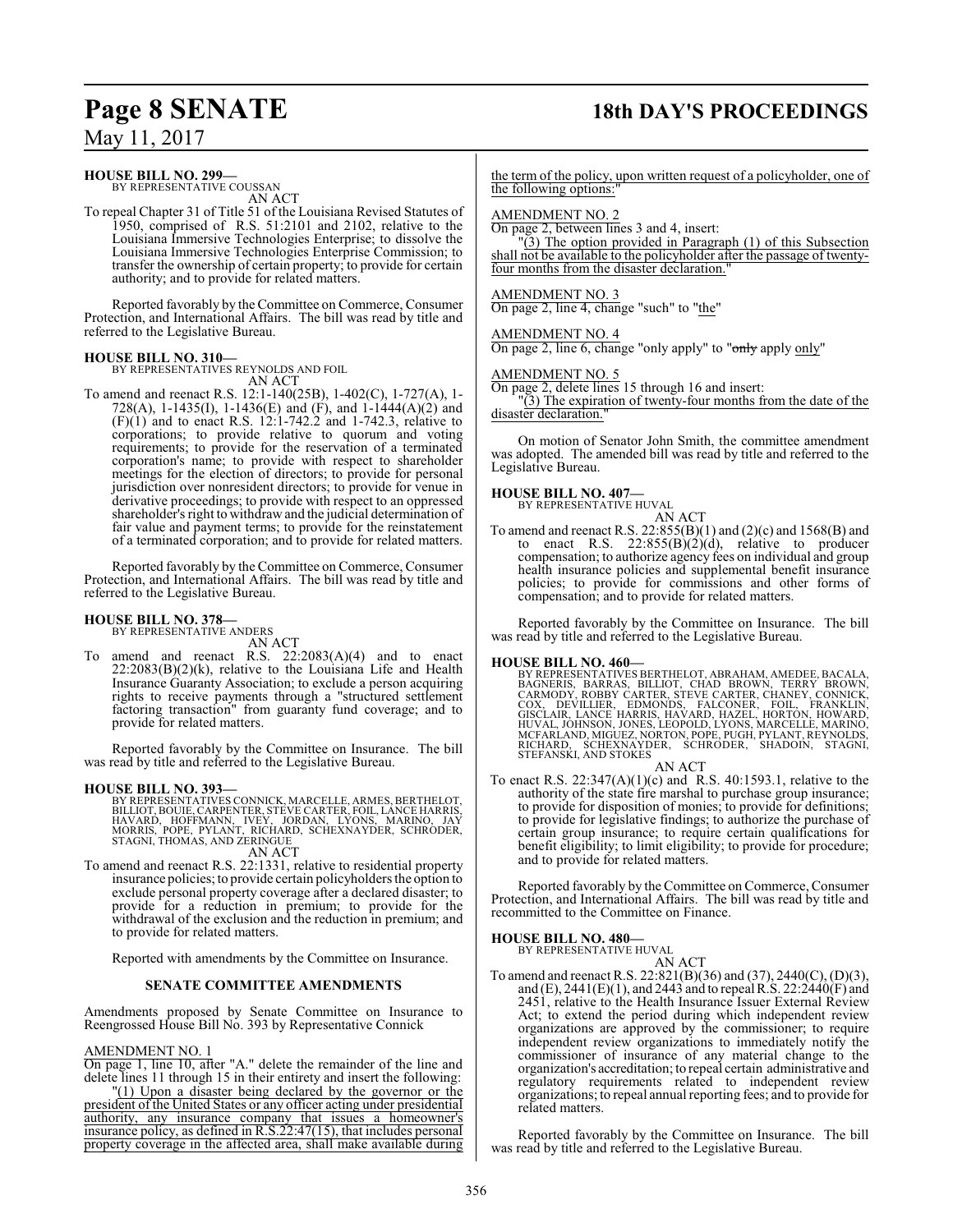**HOUSE BILL NO. 299—**
BY REPRESENTATIVE COUSSAN

AN ACT

To repeal Chapter 31 of Title 51 of the Louisiana Revised Statutes of 1950, comprised of R.S. 51:2101 and 2102, relative to the Louisiana Immersive Technologies Enterprise; to dissolve the Louisiana Immersive Technologies Enterprise Commission; to transfer the ownership of certain property; to provide for certain authority; and to provide for related matters.

Reported favorably by the Committee on Commerce, Consumer Protection, and International Affairs. The bill was read by title and referred to the Legislative Bureau.

**HOUSE BILL NO. 310—**
BY REPRESENTATIVES REYNOLDS AND FOIL

AN ACT

To amend and reenact R.S. 12:1-140(25B), 1-402(C), 1-727(A), 1-728(A), 1-1435(I), 1-1436(E) and (F), and 1-1444(A)(2) and (F)(1) and to enact R.S. 12:1-742.2 and 1-742.3, relative to corporations; to provide relative to quorum and voting requirements; to provide for the reservation of a terminated corporation's name; to provide with respect to shareholder meetings for the election of directors; to provide for personal jurisdiction over nonresident directors; to provide for venue in derivative proceedings; to provide with respect to an oppressed shareholder's right to withdraw and the judicial determination of fair value and payment terms; to provide for the reinstatement of a terminated corporation; and to provide for related matters.

Reported favorably by the Committee on Commerce, Consumer Protection, and International Affairs. The bill was read by title and referred to the Legislative Bureau.

**HOUSE BILL NO. 378—**
BY REPRESENTATIVE ANDERS

AN ACT

To amend and reenact R.S. 22:2083(A)(4) and to enact 22:2083(B)(2)(k), relative to the Louisiana Life and Health Insurance Guaranty Association; to exclude a person acquiring rights to receive payments through a "structured settlement factoring transaction" from guaranty fund coverage; and to provide for related matters.

Reported favorably by the Committee on Insurance. The bill was read by title and referred to the Legislative Bureau.

**HOUSE BILL NO. 393—**
BY REPRESENTATIVES CONNICK, MARCELLE, ARMES, BERTHELOT, BILLIOT, BOUIE, CARPENTER, STEVE CARTER, FOIL, LANCE HARRIS, HAVARD, HOFFMANN, IVEY, JORDAN, LYONS, MARINO, JAY MORRIS, POPE, PYLANT, RICHARD, SCHEXNAYDER, SCHRODER, STAGNI, THOMAS, AND ZERINGUE

AN ACT

To amend and reenact R.S. 22:1331, relative to residential property insurance policies; to provide certain policyholders the option to exclude personal property coverage after a declared disaster; to provide for a reduction in premium; to provide for the withdrawal of the exclusion and the reduction in premium; and to provide for related matters.

Reported with amendments by the Committee on Insurance.

**SENATE COMMITTEE AMENDMENTS**

Amendments proposed by Senate Committee on Insurance to Reengrossed House Bill No. 393 by Representative Connick

AMENDMENT NO. 1

On page 1, line 10, after "A." delete the remainder of the line and delete lines 11 through 15 in their entirety and insert the following:

"(1) Upon a disaster being declared by the governor or the president of the United States or any officer acting under presidential authority, any insurance company that issues a homeowner's insurance policy, as defined in R.S.22:47(15), that includes personal property coverage in the affected area, shall make available during the term of the policy, upon written request of a policyholder, one of the following options:"

AMENDMENT NO. 2

On page 2, between lines 3 and 4, insert:

"(3) The option provided in Paragraph (1) of this Subsection shall not be available to the policyholder after the passage of twenty-four months from the disaster declaration."

AMENDMENT NO. 3

On page 2, line 4, change "such" to "the"

AMENDMENT NO. 4

On page 2, line 6, change "only apply" to "~~only~~ apply only"

AMENDMENT NO. 5

On page 2, delete lines 15 through 16 and insert:

"(3) The expiration of twenty-four months from the date of the disaster declaration."

On motion of Senator John Smith, the committee amendment was adopted. The amended bill was read by title and referred to the Legislative Bureau.

**HOUSE BILL NO. 407—**
BY REPRESENTATIVE HUVAL

AN ACT

To amend and reenact R.S. 22:855(B)(1) and (2)(c) and 1568(B) and to enact R.S. 22:855(B)(2)(d), relative to producer compensation; to authorize agency fees on individual and group health insurance policies and supplemental benefit insurance policies; to provide for commissions and other forms of compensation; and to provide for related matters.

Reported favorably by the Committee on Insurance. The bill was read by title and referred to the Legislative Bureau.

**HOUSE BILL NO. 460—**
BY REPRESENTATIVES BERTHELOT, ABRAHAM, AMEDEE, BACALA, BAGNERIS, BARRAS, BILLIOT, CHAD BROWN, TERRY BROWN, CARMODY, ROBBY CARTER, STEVE CARTER, CHANEY, CONNICK, COX, DEVILLIER, EDMONDS, FALCONER, FOIL, FRANKLIN, GISCLAIR, LANCE HARRIS, HAVARD, HAZEL, HORTON, HOWARD, HUVAL, JOHNSON, JONES, LEOPOLD, LYONS, MARCELLE, MARINO, MCFARLAND, MIGUEZ, NORTON, POPE, PUGH, PYLANT, REYNOLDS, RICHARD, SCHEXNAYDER, SCHRODER, SHADOIN, STAGNI, STEFANSKI, AND STOKES

AN ACT

To enact R.S. 22:347(A)(1)(c) and R.S. 40:1593.1, relative to the authority of the state fire marshal to purchase group insurance; to provide for disposition of monies; to provide for definitions; to provide for legislative findings; to authorize the purchase of certain group insurance; to require certain qualifications for benefit eligibility; to limit eligibility; to provide for procedure; and to provide for related matters.

Reported favorably by the Committee on Commerce, Consumer Protection, and International Affairs. The bill was read by title and recommitted to the Committee on Finance.

**HOUSE BILL NO. 480—**
BY REPRESENTATIVE HUVAL

AN ACT

To amend and reenact R.S. 22:821(B)(36) and (37), 2440(C), (D)(3), and (E), 2441(E)(1), and 2443 and to repeal R.S. 22:2440(F) and 2451, relative to the Health Insurance Issuer External Review Act; to extend the period during which independent review organizations are approved by the commissioner; to require independent review organizations to immediately notify the commissioner of insurance of any material change to the organization's accreditation; to repeal certain administrative and regulatory requirements related to independent review organizations; to repeal annual reporting fees; and to provide for related matters.

Reported favorably by the Committee on Insurance. The bill was read by title and referred to the Legislative Bureau.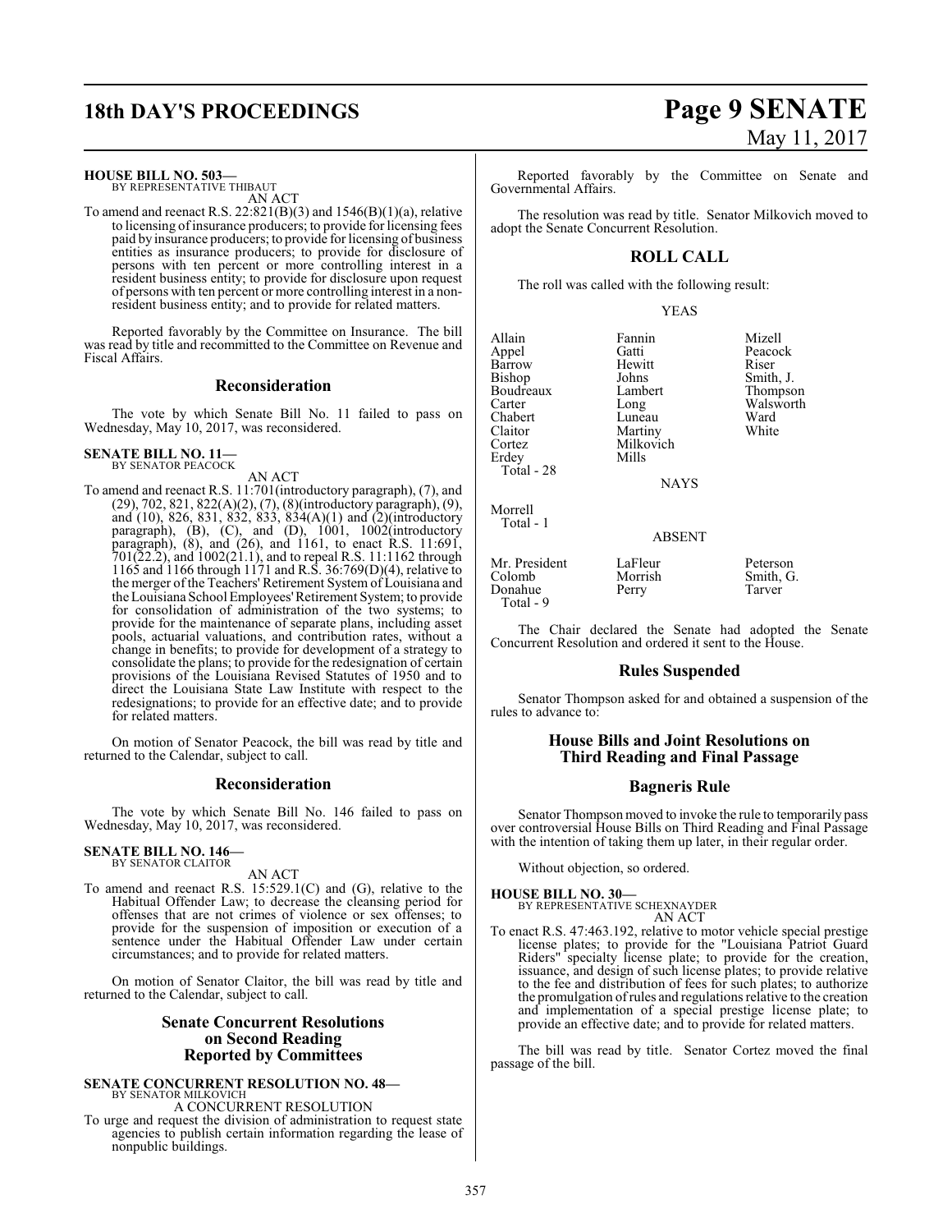**HOUSE BILL NO. 503—**
BY REPRESENTATIVE THIBAUT
AN ACT

To amend and reenact R.S. 22:821(B)(3) and 1546(B)(1)(a), relative to licensing of insurance producers; to provide for licensing fees paid by insurance producers; to provide for licensing of business entities as insurance producers; to provide for disclosure of persons with ten percent or more controlling interest in a resident business entity; to provide for disclosure upon request of persons with ten percent or more controlling interest in a non-resident business entity; and to provide for related matters.

Reported favorably by the Committee on Insurance. The bill was read by title and recommitted to the Committee on Revenue and Fiscal Affairs.

## Reconsideration

The vote by which Senate Bill No. 11 failed to pass on Wednesday, May 10, 2017, was reconsidered.

**SENATE BILL NO. 11—**
BY SENATOR PEACOCK
AN ACT

To amend and reenact R.S. 11:701(introductory paragraph), (7), and (29), 702, 821, 822(A)(2), (7), (8)(introductory paragraph), (9), and (10), 826, 831, 832, 833, 834(A)(1) and (2)(introductory paragraph), (B), (C), and (D), 1001, 1002(introductory paragraph), (8), and (26), and 1161, to enact R.S. 11:691, 701(22.2), and 1002(21.1), and to repeal R.S. 11:1162 through 1165 and 1166 through 1171 and R.S. 36:769(D)(4), relative to the merger of the Teachers' Retirement System of Louisiana and the Louisiana School Employees' Retirement System; to provide for consolidation of administration of the two systems; to provide for the maintenance of separate plans, including asset pools, actuarial valuations, and contribution rates, without a change in benefits; to provide for development of a strategy to consolidate the plans; to provide for the redesignation of certain provisions of the Louisiana Revised Statutes of 1950 and to direct the Louisiana State Law Institute with respect to the redesignations; to provide for an effective date; and to provide for related matters.

On motion of Senator Peacock, the bill was read by title and returned to the Calendar, subject to call.

## Reconsideration

The vote by which Senate Bill No. 146 failed to pass on Wednesday, May 10, 2017, was reconsidered.

**SENATE BILL NO. 146—**
BY SENATOR CLAITOR
AN ACT

To amend and reenact R.S. 15:529.1(C) and (G), relative to the Habitual Offender Law; to decrease the cleansing period for offenses that are not crimes of violence or sex offenses; to provide for the suspension of imposition or execution of a sentence under the Habitual Offender Law under certain circumstances; and to provide for related matters.

On motion of Senator Claitor, the bill was read by title and returned to the Calendar, subject to call.

## Senate Concurrent Resolutions on Second Reading Reported by Committees

**SENATE CONCURRENT RESOLUTION NO. 48—**
BY SENATOR MILKOVICH
A CONCURRENT RESOLUTION

To urge and request the division of administration to request state agencies to publish certain information regarding the lease of nonpublic buildings.

Reported favorably by the Committee on Senate and Governmental Affairs.

The resolution was read by title. Senator Milkovich moved to adopt the Senate Concurrent Resolution.

## ROLL CALL

The roll was called with the following result:

YEAS

| | | |
|---|---|---|
| Allain | Fannin | Mizell |
| Appel | Gatti | Peacock |
| Barrow | Hewitt | Riser |
| Bishop | Johns | Smith, J. |
| Boudreaux | Lambert | Thompson |
| Carter | Long | Walsworth |
| Chabert | Luneau | Ward |
| Claitor | Martiny | White |
| Cortez | Milkovich | |
| Erdey | Mills | |

Total - 28

NAYS

Morrell
Total - 1

ABSENT

| | | |
|---|---|---|
| Mr. President | LaFleur | Peterson |
| Colomb | Morrish | Smith, G. |
| Donahue | Perry | Tarver |

Total - 9

The Chair declared the Senate had adopted the Senate Concurrent Resolution and ordered it sent to the House.

## Rules Suspended

Senator Thompson asked for and obtained a suspension of the rules to advance to:

## House Bills and Joint Resolutions on Third Reading and Final Passage

## Bagneris Rule

Senator Thompson moved to invoke the rule to temporarily pass over controversial House Bills on Third Reading and Final Passage with the intention of taking them up later, in their regular order.

Without objection, so ordered.

**HOUSE BILL NO. 30—**
BY REPRESENTATIVE SCHEXNAYDER
AN ACT

To enact R.S. 47:463.192, relative to motor vehicle special prestige license plates; to provide for the "Louisiana Patriot Guard Riders" specialty license plate; to provide for the creation, issuance, and design of such license plates; to provide relative to the fee and distribution of fees for such plates; to authorize the promulgation of rules and regulations relative to the creation and implementation of a special prestige license plate; to provide an effective date; and to provide for related matters.

The bill was read by title. Senator Cortez moved the final passage of the bill.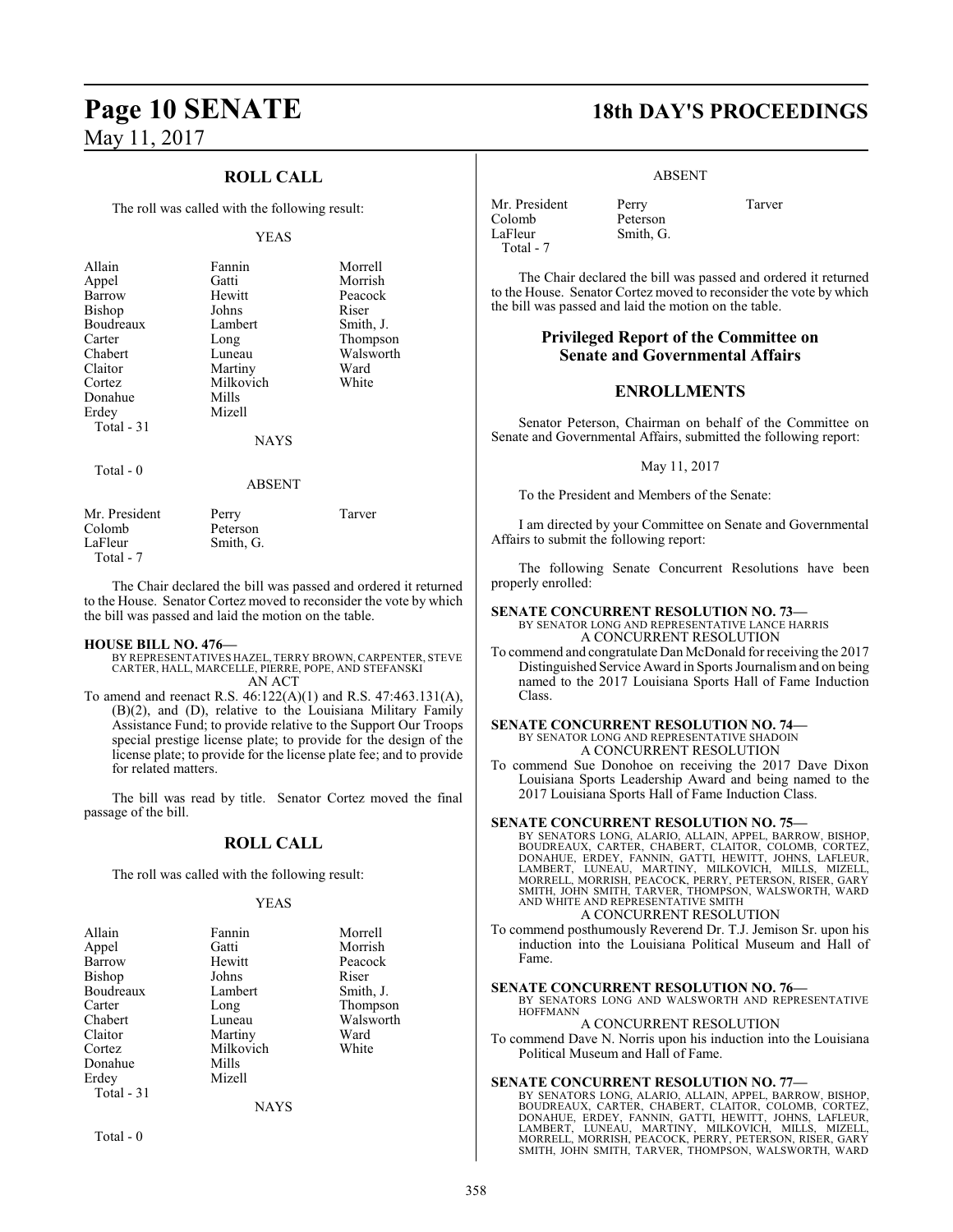## ROLL CALL

The roll was called with the following result:

YEAS

| | | |
|---|---|---|
| Allain | Fannin | Morrell |
| Appel | Gatti | Morrish |
| Barrow | Hewitt | Peacock |
| Bishop | Johns | Riser |
| Boudreaux | Lambert | Smith, J. |
| Carter | Long | Thompson |
| Chabert | Luneau | Walsworth |
| Claitor | Martiny | Ward |
| Cortez | Milkovich | White |
| Donahue | Mills | |
| Erdey | Mizell | |
| Total - 31 | | |

NAYS

Total - 0

ABSENT

| | | |
|---|---|---|
| Mr. President | Perry | Tarver |
| Colomb | Peterson | |
| LaFleur | Smith, G. | |
| Total - 7 | | |

The Chair declared the bill was passed and ordered it returned to the House. Senator Cortez moved to reconsider the vote by which the bill was passed and laid the motion on the table.

**HOUSE BILL NO. 476—**
BY REPRESENTATIVES HAZEL, TERRY BROWN, CARPENTER, STEVE CARTER, HALL, MARCELLE, PIERRE, POPE, AND STEFANSKI
AN ACT

To amend and reenact R.S. 46:122(A)(1) and R.S. 47:463.131(A), (B)(2), and (D), relative to the Louisiana Military Family Assistance Fund; to provide relative to the Support Our Troops special prestige license plate; to provide for the design of the license plate; to provide for the license plate fee; and to provide for related matters.

The bill was read by title. Senator Cortez moved the final passage of the bill.

## ROLL CALL

The roll was called with the following result:

YEAS

| | | |
|---|---|---|
| Allain | Fannin | Morrell |
| Appel | Gatti | Morrish |
| Barrow | Hewitt | Peacock |
| Bishop | Johns | Riser |
| Boudreaux | Lambert | Smith, J. |
| Carter | Long | Thompson |
| Chabert | Luneau | Walsworth |
| Claitor | Martiny | Ward |
| Cortez | Milkovich | White |
| Donahue | Mills | |
| Erdey | Mizell | |
| Total - 31 | | |

NAYS

Total - 0

ABSENT

| | | |
|---|---|---|
| Mr. President | Perry | Tarver |
| Colomb | Peterson | |
| LaFleur | Smith, G. | |
| Total - 7 | | |

The Chair declared the bill was passed and ordered it returned to the House. Senator Cortez moved to reconsider the vote by which the bill was passed and laid the motion on the table.

## Privileged Report of the Committee on Senate and Governmental Affairs

## ENROLLMENTS

Senator Peterson, Chairman on behalf of the Committee on Senate and Governmental Affairs, submitted the following report:

May 11, 2017

To the President and Members of the Senate:

I am directed by your Committee on Senate and Governmental Affairs to submit the following report:

The following Senate Concurrent Resolutions have been properly enrolled:

**SENATE CONCURRENT RESOLUTION NO. 73—**
BY SENATOR LONG AND REPRESENTATIVE LANCE HARRIS
A CONCURRENT RESOLUTION

To commend and congratulate Dan McDonald for receiving the 2017 Distinguished Service Award in Sports Journalism and on being named to the 2017 Louisiana Sports Hall of Fame Induction Class.

**SENATE CONCURRENT RESOLUTION NO. 74—**
BY SENATOR LONG AND REPRESENTATIVE SHADOIN
A CONCURRENT RESOLUTION

To commend Sue Donohoe on receiving the 2017 Dave Dixon Louisiana Sports Leadership Award and being named to the 2017 Louisiana Sports Hall of Fame Induction Class.

**SENATE CONCURRENT RESOLUTION NO. 75—**
BY SENATORS LONG, ALARIO, ALLAIN, APPEL, BARROW, BISHOP, BOUDREAUX, CARTER, CHABERT, CLAITOR, COLOMB, CORTEZ, DONAHUE, ERDEY, FANNIN, GATTI, HEWITT, JOHNS, LAFLEUR, LAMBERT, LUNEAU, MARTINY, MILKOVICH, MILLS, MIZELL, MORRELL, MORRISH, PEACOCK, PERRY, PETERSON, RISER, GARY SMITH, JOHN SMITH, TARVER, THOMPSON, WALSWORTH, WARD AND WHITE AND REPRESENTATIVE SMITH
A CONCURRENT RESOLUTION

To commend posthumously Reverend Dr. T.J. Jemison Sr. upon his induction into the Louisiana Political Museum and Hall of Fame.

**SENATE CONCURRENT RESOLUTION NO. 76—**
BY SENATORS LONG AND WALSWORTH AND REPRESENTATIVE HOFFMANN
A CONCURRENT RESOLUTION

To commend Dave N. Norris upon his induction into the Louisiana Political Museum and Hall of Fame.

**SENATE CONCURRENT RESOLUTION NO. 77—**
BY SENATORS LONG, ALARIO, ALLAIN, APPEL, BARROW, BISHOP, BOUDREAUX, CARTER, CHABERT, CLAITOR, COLOMB, CORTEZ, DONAHUE, ERDEY, FANNIN, GATTI, HEWITT, JOHNS, LAFLEUR, LAMBERT, LUNEAU, MARTINY, MILKOVICH, MILLS, MIZELL, MORRELL, MORRISH, PEACOCK, PERRY, PETERSON, RISER, GARY SMITH, JOHN SMITH, TARVER, THOMPSON, WALSWORTH, WARD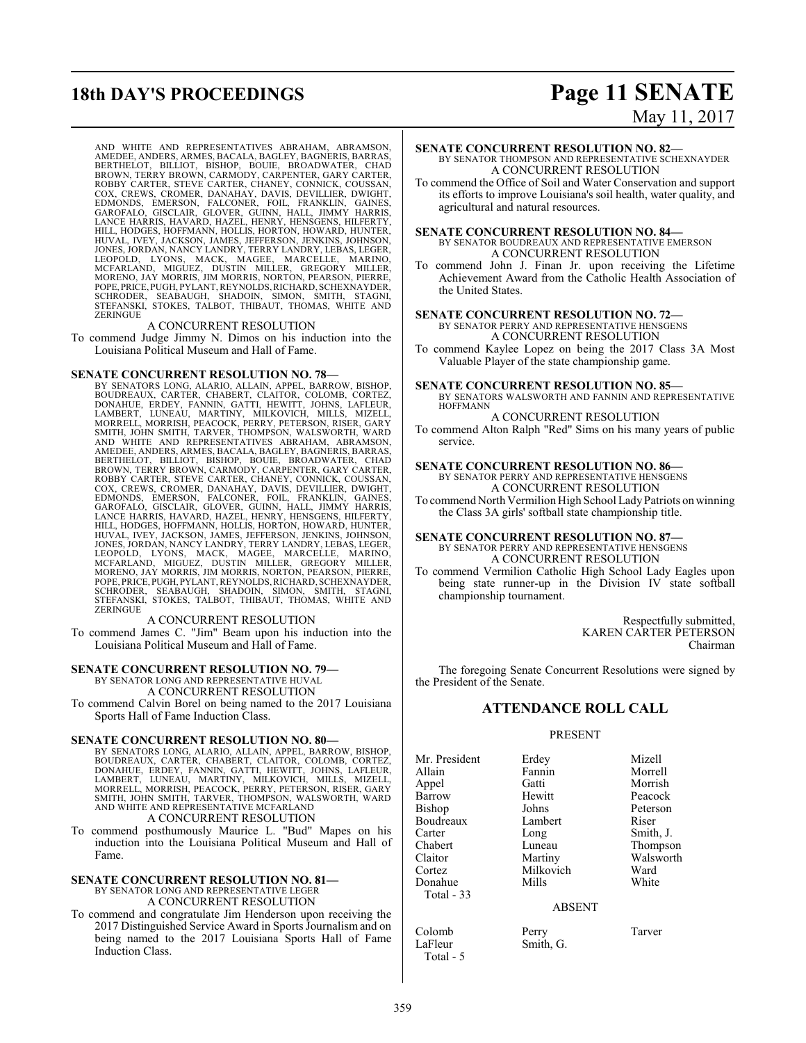AND WHITE AND REPRESENTATIVES ABRAHAM, ABRAMSON, AMEDEE, ANDERS, ARMES, BACALA, BAGLEY, BAGNERIS, BARRAS, BERTHELOT, BILLIOT, BISHOP, BOUIE, BROADWATER, CHAD BROWN, TERRY BROWN, CARMODY, CARPENTER, GARY CARTER, ROBBY CARTER, STEVE CARTER, CHANEY, CONNICK, COUSSAN, COX, CREWS, CROMER, DANAHAY, DAVIS, DEVILLIER, DWIGHT, EDMONDS, EMERSON, FALCONER, FOIL, FRANKLIN, GAINES, GAROFALO, GISCLAIR, GLOVER, GUINN, HALL, JIMMY HARRIS, LANCE HARRIS, HAVARD, HAZEL, HENRY, HENSGENS, HILFERTY, HILL, HODGES, HOFFMANN, HOLLIS, HORTON, HOWARD, HUNTER, HUVAL, IVEY, JACKSON, JAMES, JEFFERSON, JENKINS, JOHNSON, JONES, JORDAN, NANCY LANDRY, TERRY LANDRY, LEBAS, LEGER, LEOPOLD, LYONS, MACK, MAGEE, MARCELLE, MARINO, MCFARLAND, MIGUEZ, DUSTIN MILLER, GREGORY MILLER, MORENO, JAY MORRIS, JIM MORRIS, NORTON, PEARSON, PIERRE, POPE, PRICE, PUGH, PYLANT, REYNOLDS, RICHARD, SCHEXNAYDER, SCHRODER, SEABAUGH, SHADOIN, SIMON, SMITH, STAGNI, STEFANSKI, STOKES, TALBOT, THIBAUT, THOMAS, WHITE AND ZERINGUE

A CONCURRENT RESOLUTION

To commend Judge Jimmy N. Dimos on his induction into the Louisiana Political Museum and Hall of Fame.

**SENATE CONCURRENT RESOLUTION NO. 78—**

BY SENATORS LONG, ALARIO, ALLAIN, APPEL, BARROW, BISHOP, BOUDREAUX, CARTER, CHABERT, CLAITOR, COLOMB, CORTEZ, DONAHUE, ERDEY, FANNIN, GATTI, HEWITT, JOHNS, LAFLEUR, LAMBERT, LUNEAU, MARTINY, MILKOVICH, MILLS, MIZELL, MORRELL, MORRISH, PEACOCK, PERRY, PETERSON, RISER, GARY SMITH, JOHN SMITH, TARVER, THOMPSON, WALSWORTH, WARD AND WHITE AND REPRESENTATIVES ABRAHAM, ABRAMSON, AMEDEE, ANDERS, ARMES, BACALA, BAGLEY, BAGNERIS, BARRAS, BERTHELOT, BILLIOT, BISHOP, BOUIE, BROADWATER, CHAD BROWN, TERRY BROWN, CARMODY, CARPENTER, GARY CARTER, ROBBY CARTER, STEVE CARTER, CHANEY, CONNICK, COUSSAN, COX, CREWS, CROMER, DANAHAY, DAVIS, DEVILLIER, DWIGHT, EDMONDS, EMERSON, FALCONER, FOIL, FRANKLIN, GAINES, GAROFALO, GISCLAIR, GLOVER, GUINN, HALL, JIMMY HARRIS, LANCE HARRIS, HAVARD, HAZEL, HENRY, HENSGENS, HILFERTY, HILL, HODGES, HOFFMANN, HOLLIS, HORTON, HOWARD, HUNTER, HUVAL, IVEY, JACKSON, JAMES, JEFFERSON, JENKINS, JOHNSON, JONES, JORDAN, NANCY LANDRY, TERRY LANDRY, LEBAS, LEGER, LEOPOLD, LYONS, MACK, MAGEE, MARCELLE, MARINO, MCFARLAND, MIGUEZ, DUSTIN MILLER, GREGORY MILLER, MORENO, JAY MORRIS, JIM MORRIS, NORTON, PEARSON, PIERRE, POPE, PRICE, PUGH, PYLANT, REYNOLDS, RICHARD, SCHEXNAYDER, SCHRODER, SEABAUGH, SHADOIN, SIMON, SMITH, STAGNI, STEFANSKI, STOKES, TALBOT, THIBAUT, THOMAS, WHITE AND ZERINGUE

A CONCURRENT RESOLUTION

To commend James C. "Jim" Beam upon his induction into the Louisiana Political Museum and Hall of Fame.

**SENATE CONCURRENT RESOLUTION NO. 79—**

BY SENATOR LONG AND REPRESENTATIVE HUVAL

A CONCURRENT RESOLUTION

To commend Calvin Borel on being named to the 2017 Louisiana Sports Hall of Fame Induction Class.

**SENATE CONCURRENT RESOLUTION NO. 80—**

BY SENATORS LONG, ALARIO, ALLAIN, APPEL, BARROW, BISHOP, BOUDREAUX, CARTER, CHABERT, CLAITOR, COLOMB, CORTEZ, DONAHUE, ERDEY, FANNIN, GATTI, HEWITT, JOHNS, LAFLEUR, LAMBERT, LUNEAU, MARTINY, MILKOVICH, MILLS, MIZELL, MORRELL, MORRISH, PEACOCK, PERRY, PETERSON, RISER, GARY SMITH, JOHN SMITH, TARVER, THOMPSON, WALSWORTH, WARD AND WHITE AND REPRESENTATIVE MCFARLAND

A CONCURRENT RESOLUTION

To commend posthumously Maurice L. "Bud" Mapes on his induction into the Louisiana Political Museum and Hall of Fame.

**SENATE CONCURRENT RESOLUTION NO. 81—**

BY SENATOR LONG AND REPRESENTATIVE LEGER

A CONCURRENT RESOLUTION

To commend and congratulate Jim Henderson upon receiving the 2017 Distinguished Service Award in Sports Journalism and on being named to the 2017 Louisiana Sports Hall of Fame Induction Class.

**SENATE CONCURRENT RESOLUTION NO. 82—**

BY SENATOR THOMPSON AND REPRESENTATIVE SCHEXNAYDER

A CONCURRENT RESOLUTION

To commend the Office of Soil and Water Conservation and support its efforts to improve Louisiana's soil health, water quality, and agricultural and natural resources.

**SENATE CONCURRENT RESOLUTION NO. 84—**

BY SENATOR BOUDREAUX AND REPRESENTATIVE EMERSON

A CONCURRENT RESOLUTION

To commend John J. Finan Jr. upon receiving the Lifetime Achievement Award from the Catholic Health Association of the United States.

**SENATE CONCURRENT RESOLUTION NO. 72—**

BY SENATOR PERRY AND REPRESENTATIVE HENSGENS

A CONCURRENT RESOLUTION

To commend Kaylee Lopez on being the 2017 Class 3A Most Valuable Player of the state championship game.

**SENATE CONCURRENT RESOLUTION NO. 85—**

BY SENATORS WALSWORTH AND FANNIN AND REPRESENTATIVE HOFFMANN

A CONCURRENT RESOLUTION

To commend Alton Ralph "Red" Sims on his many years of public service.

**SENATE CONCURRENT RESOLUTION NO. 86—**

BY SENATOR PERRY AND REPRESENTATIVE HENSGENS

A CONCURRENT RESOLUTION

To commend North Vermilion High School Lady Patriots on winning the Class 3A girls' softball state championship title.

**SENATE CONCURRENT RESOLUTION NO. 87—**

BY SENATOR PERRY AND REPRESENTATIVE HENSGENS

A CONCURRENT RESOLUTION

To commend Vermilion Catholic High School Lady Eagles upon being state runner-up in the Division IV state softball championship tournament.

Respectfully submitted,
KAREN CARTER PETERSON
Chairman

The foregoing Senate Concurrent Resolutions were signed by the President of the Senate.

## ATTENDANCE ROLL CALL

PRESENT

| | | |
|---|---|---|
| Mr. President | Erdey | Mizell |
| Allain | Fannin | Morrell |
| Appel | Gatti | Morrish |
| Barrow | Hewitt | Peacock |
| Bishop | Johns | Peterson |
| Boudreaux | Lambert | Riser |
| Carter | Long | Smith, J. |
| Chabert | Luneau | Thompson |
| Claitor | Martiny | Walsworth |
| Cortez | Milkovich | Ward |
| Donahue | Mills | White |

Total - 33

ABSENT

| | | |
|---|---|---|
| Colomb | Perry | Tarver |
| LaFleur | Smith, G. | |

Total - 5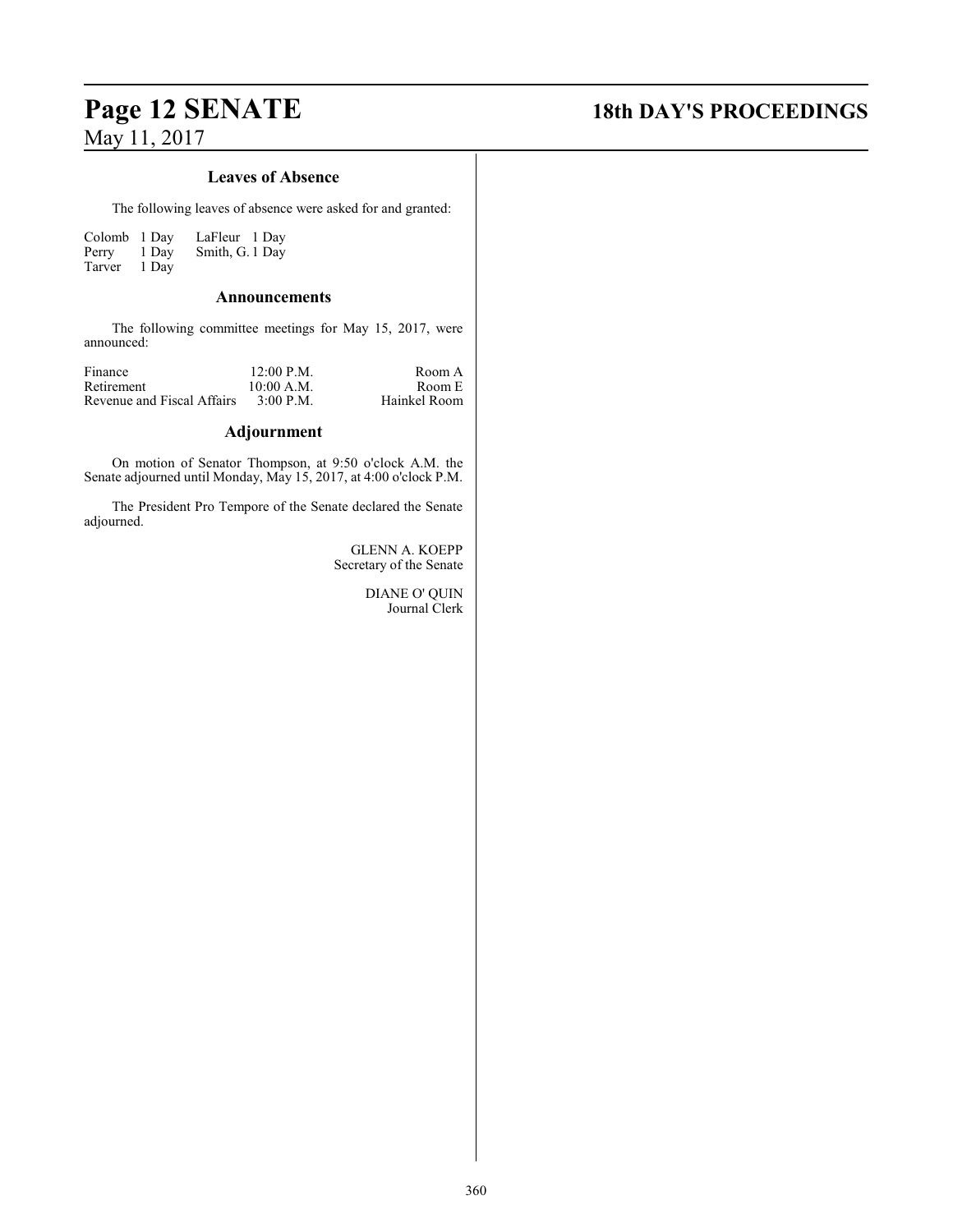## Leaves of Absence

The following leaves of absence were asked for and granted:

| | | | |
|---|---|---|---|
| Colomb | 1 Day | LaFleur | 1 Day |
| Perry | 1 Day | Smith, G. | 1 Day |
| Tarver | 1 Day | | |

## Announcements

The following committee meetings for May 15, 2017, were announced:

| | | |
|---|---|---|
| Finance | 12:00 P.M. | Room A |
| Retirement | 10:00 A.M. | Room E |
| Revenue and Fiscal Affairs | 3:00 P.M. | Hainkel Room |

## Adjournment

On motion of Senator Thompson, at 9:50 o'clock A.M. the Senate adjourned until Monday, May 15, 2017, at 4:00 o'clock P.M.

The President Pro Tempore of the Senate declared the Senate adjourned.

GLENN A. KOEPP
Secretary of the Senate

DIANE O' QUIN
Journal Clerk